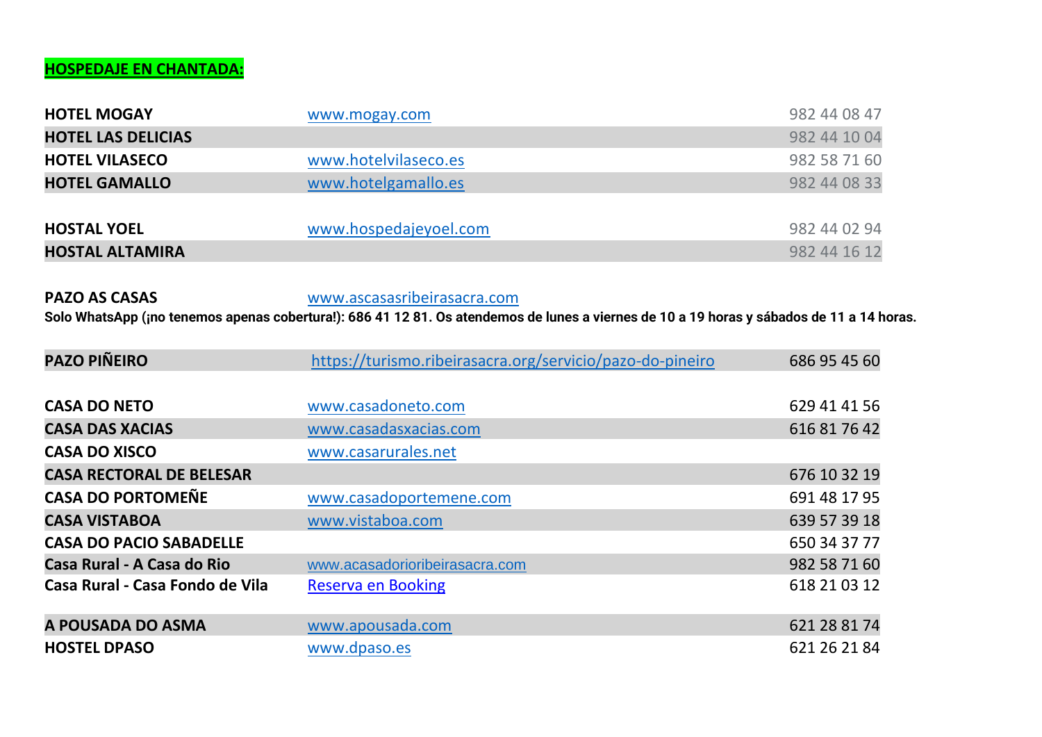**HOSPEDAJE EN CHANTADA:**

| | | |
|---|---|---|
| **HOTEL MOGAY** | www.mogay.com | 982 44 08 47 |
| **HOTEL LAS DELICIAS** | | 982 44 10 04 |
| **HOTEL VILASECO** | www.hotelvilaseco.es | 982 58 71 60 |
| **HOTEL GAMALLO** | www.hotelgamallo.es | 982 44 08 33 |
| | | |
| **HOSTAL YOEL** | www.hospedajeyoel.com | 982 44 02 94 |
| **HOSTAL ALTAMIRA** | | 982 44 16 12 |

**PAZO AS CASAS** www.ascasasribeirasacra.com

**Solo WhatsApp (¡no tenemos apenas cobertura!): 686 41 12 81. Os atendemos de lunes a viernes de 10 a 19 horas y sábados de 11 a 14 horas.**

| | | |
|---|---|---|
| **PAZO PIÑEIRO** | https://turismo.ribeirasacra.org/servicio/pazo-do-pineiro | 686 95 45 60 |
| | | |
| **CASA DO NETO** | www.casadoneto.com | 629 41 41 56 |
| **CASA DAS XACIAS** | www.casadasxacias.com | 616 81 76 42 |
| **CASA DO XISCO** | www.casarurales.net | |
| **CASA RECTORAL DE BELESAR** | | 676 10 32 19 |
| **CASA DO PORTOMEÑE** | www.casadoportemene.com | 691 48 17 95 |
| **CASA VISTABOA** | www.vistaboa.com | 639 57 39 18 |
| **CASA DO PACIO SABADELLE** | | 650 34 37 77 |
| **Casa Rural - A Casa do Rio** | www.acasadorioribeirasacra.com | 982 58 71 60 |
| **Casa Rural - Casa Fondo de Vila** | Reserva en Booking | 618 21 03 12 |
| | | |
| **A POUSADA DO ASMA** | www.apousada.com | 621 28 81 74 |
| **HOSTEL DPASO** | www.dpaso.es | 621 26 21 84 |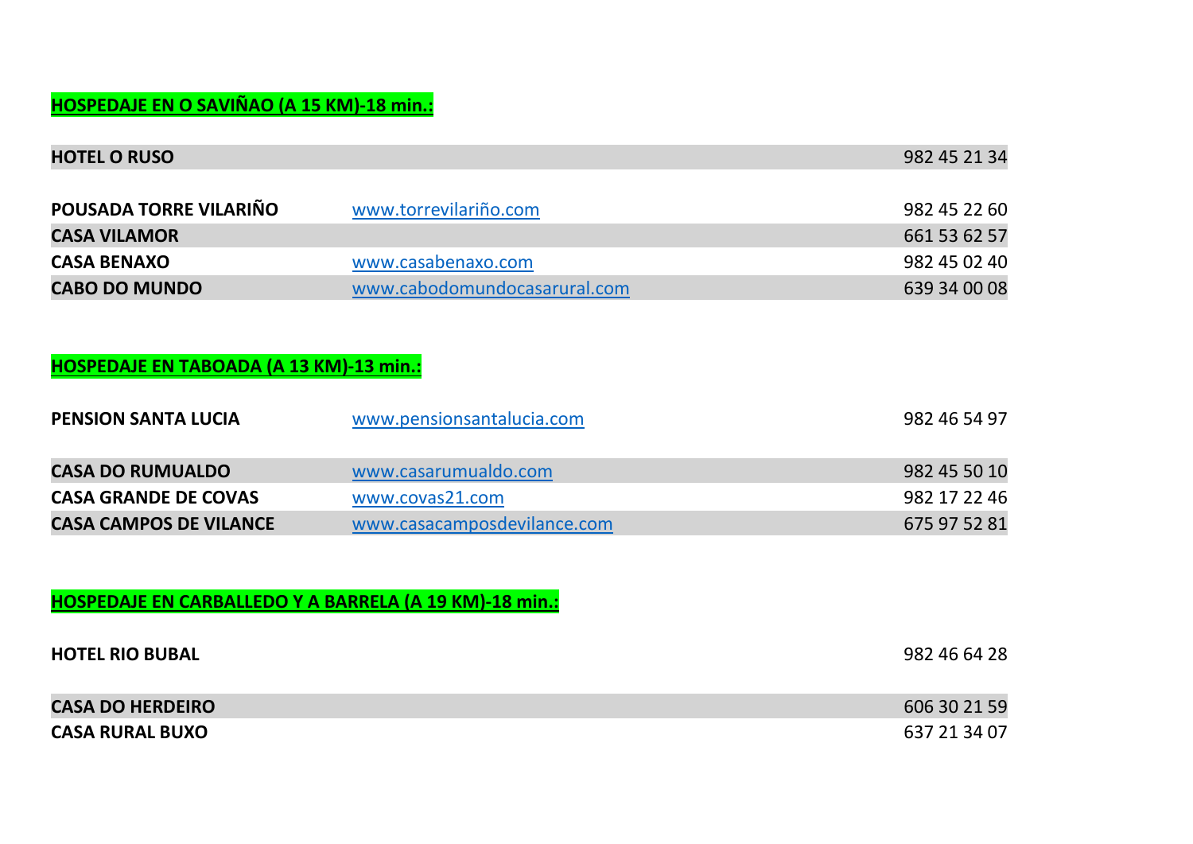## HOSPEDAJE EN O SAVIÑAO (A 15 KM)-18 min.:

| | | |
|---|---|---|
| **HOTEL O RUSO** | | 982 45 21 34 |
| **POUSADA TORRE VILARIÑO** | www.torrevilariño.com | 982 45 22 60 |
| **CASA VILAMOR** | | 661 53 62 57 |
| **CASA BENAXO** | www.casabenaxo.com | 982 45 02 40 |
| **CABO DO MUNDO** | www.cabodomundocasarural.com | 639 34 00 08 |

## HOSPEDAJE EN TABOADA (A 13 KM)-13 min.:

| | | |
|---|---|---|
| **PENSION SANTA LUCIA** | www.pensionsantalucia.com | 982 46 54 97 |
| **CASA DO RUMUALDO** | www.casarumualdo.com | 982 45 50 10 |
| **CASA GRANDE DE COVAS** | www.covas21.com | 982 17 22 46 |
| **CASA CAMPOS DE VILANCE** | www.casacamposdevilance.com | 675 97 52 81 |

## HOSPEDAJE EN CARBALLEDO Y A BARRELA (A 19 KM)-18 min.:

| | | |
|---|---|---|
| **HOTEL RIO BUBAL** | | 982 46 64 28 |
| **CASA DO HERDEIRO** | | 606 30 21 59 |
| **CASA RURAL BUXO** | | 637 21 34 07 |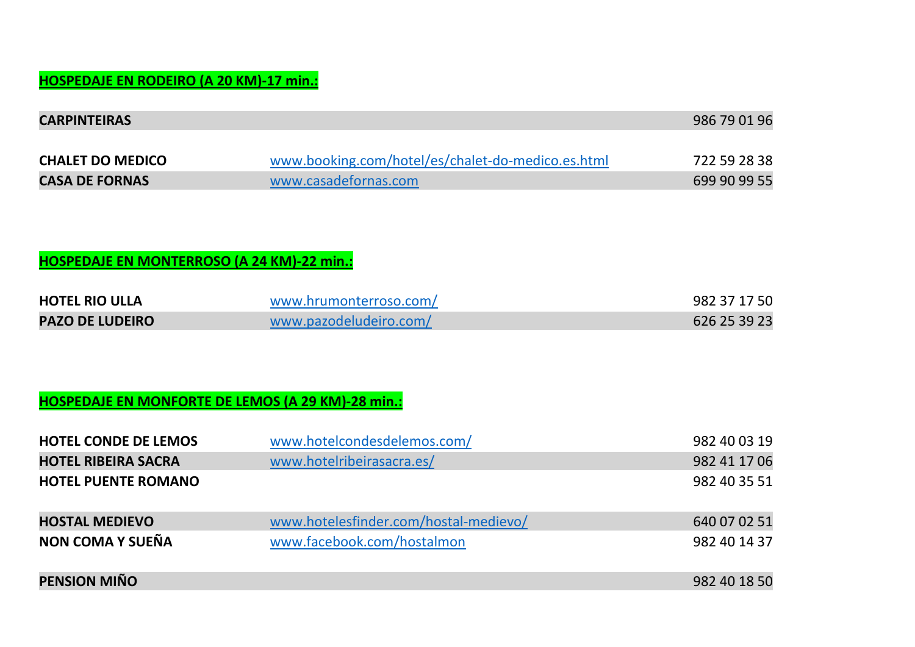**HOSPEDAJE EN RODEIRO (A 20 KM)-17 min.:**

| | | |
|---|---|---|
| **CARPINTEIRAS** | | 986 79 01 96 |
| **CHALET DO MEDICO** | www.booking.com/hotel/es/chalet-do-medico.es.html | 722 59 28 38 |
| **CASA DE FORNAS** | www.casadefornas.com | 699 90 99 55 |

**HOSPEDAJE EN MONTERROSO (A 24 KM)-22 min.:**

| | | |
|---|---|---|
| **HOTEL RIO ULLA** | www.hrumonterroso.com/ | 982 37 17 50 |
| **PAZO DE LUDEIRO** | www.pazodeludeiro.com/ | 626 25 39 23 |

**HOSPEDAJE EN MONFORTE DE LEMOS (A 29 KM)-28 min.:**

| | | |
|---|---|---|
| **HOTEL CONDE DE LEMOS** | www.hotelcondesdelemos.com/ | 982 40 03 19 |
| **HOTEL RIBEIRA SACRA** | www.hotelribeirasacra.es/ | 982 41 17 06 |
| **HOTEL PUENTE ROMANO** | | 982 40 35 51 |
| **HOSTAL MEDIEVO** | www.hotelesfinder.com/hostal-medievo/ | 640 07 02 51 |
| **NON COMA Y SUEÑA** | www.facebook.com/hostalmon | 982 40 14 37 |
| **PENSION MIÑO** | | 982 40 18 50 |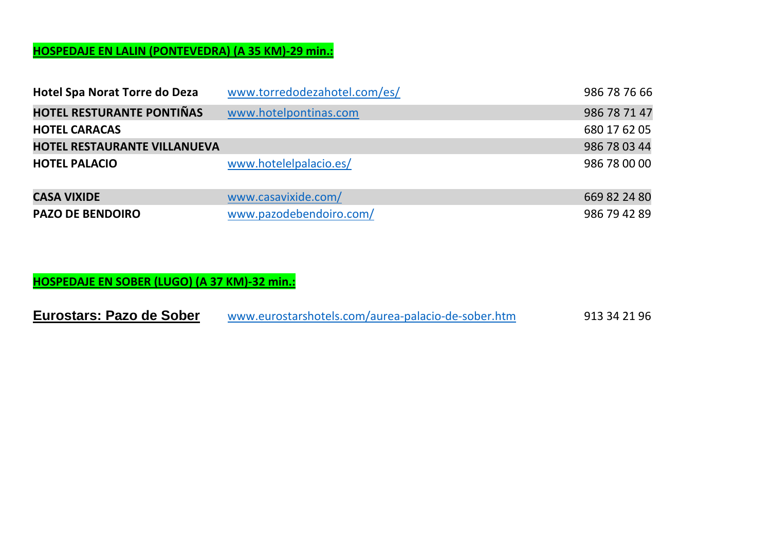**HOSPEDAJE EN LALIN (PONTEVEDRA) (A 35 KM)-29 min.:**

| | | |
|---|---|---|
| **Hotel Spa Norat Torre do Deza** | www.torredodezahotel.com/es/ | 986 78 76 66 |
| **HOTEL RESTURANTE PONTIÑAS** | www.hotelpontinas.com | 986 78 71 47 |
| **HOTEL CARACAS** | | 680 17 62 05 |
| **HOTEL RESTAURANTE VILLANUEVA** | | 986 78 03 44 |
| **HOTEL PALACIO** | www.hotelelpalacio.es/ | 986 78 00 00 |
| **CASA VIXIDE** | www.casavixide.com/ | 669 82 24 80 |
| **PAZO DE BENDOIRO** | www.pazodebendoiro.com/ | 986 79 42 89 |

**HOSPEDAJE EN SOBER (LUGO) (A 37 KM)-32 min.:**

| | | |
|---|---|---|
| **Eurostars: Pazo de Sober** | www.eurostarshotels.com/aurea-palacio-de-sober.htm | 913 34 21 96 |